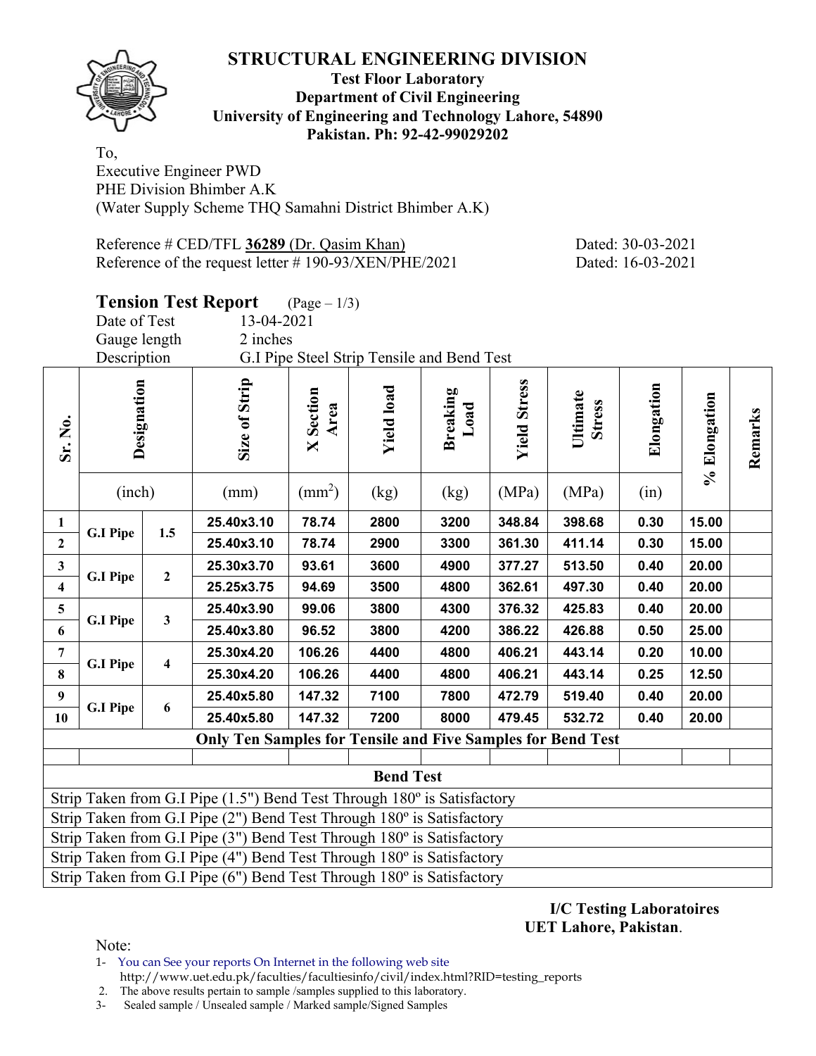# STRUCTURAL ENGINEERING DIVISION

**Test Floor Laboratory**
**Department of Civil Engineering**
**University of Engineering and Technology Lahore, 54890**
**Pakistan. Ph: 92-42-99029202**

To,
Executive Engineer PWD
PHE Division Bhimber A.K
(Water Supply Scheme THQ Samahni District Bhimber A.K)

Reference # CED/TFL **36289** (Dr. Qasim Khan) Dated: 30-03-2021
Reference of the request letter # 190-93/XEN/PHE/2021 Dated: 16-03-2021

## Tension Test Report (Page – 1/3)

Date of Test 13-04-2021
Gauge length 2 inches
Description G.I Pipe Steel Strip Tensile and Bend Test

| Sr. No. | Designation (inch) | | Size of Strip (mm) | X Section Area ($mm^2$) | Yield load (kg) | Breaking Load (kg) | Yield Stress (MPa) | Ultimate Stress (MPa) | Elongation (in) | % Elongation | Remarks |
|---|---|---|---|---|---|---|---|---|---|---|---|
| 1 | G.I Pipe | 1.5 | 25.40x3.10 | 78.74 | 2800 | 3200 | 348.84 | 398.68 | 0.30 | 15.00 | |
| 2 | | | 25.40x3.10 | 78.74 | 2900 | 3300 | 361.30 | 411.14 | 0.30 | 15.00 | |
| 3 | G.I Pipe | 2 | 25.30x3.70 | 93.61 | 3600 | 4900 | 377.27 | 513.50 | 0.40 | 20.00 | |
| 4 | | | 25.25x3.75 | 94.69 | 3500 | 4800 | 362.61 | 497.30 | 0.40 | 20.00 | |
| 5 | G.I Pipe | 3 | 25.40x3.90 | 99.06 | 3800 | 4300 | 376.32 | 425.83 | 0.40 | 20.00 | |
| 6 | | | 25.40x3.80 | 96.52 | 3800 | 4200 | 386.22 | 426.88 | 0.50 | 25.00 | |
| 7 | G.I Pipe | 4 | 25.30x4.20 | 106.26 | 4400 | 4800 | 406.21 | 443.14 | 0.20 | 10.00 | |
| 8 | | | 25.30x4.20 | 106.26 | 4400 | 4800 | 406.21 | 443.14 | 0.25 | 12.50 | |
| 9 | G.I Pipe | 6 | 25.40x5.80 | 147.32 | 7100 | 7800 | 472.79 | 519.40 | 0.40 | 20.00 | |
| 10 | | | 25.40x5.80 | 147.32 | 7200 | 8000 | 479.45 | 532.72 | 0.40 | 20.00 | |
| **Only Ten Samples for Tensile and Five Samples for Bend Test** | | | | | | | | | | | |

**Bend Test**

Strip Taken from G.I Pipe (1.5") Bend Test Through 180º is Satisfactory
Strip Taken from G.I Pipe (2") Bend Test Through 180º is Satisfactory
Strip Taken from G.I Pipe (3") Bend Test Through 180º is Satisfactory
Strip Taken from G.I Pipe (4") Bend Test Through 180º is Satisfactory
Strip Taken from G.I Pipe (6") Bend Test Through 180º is Satisfactory

**I/C Testing Laboratoires**
**UET Lahore, Pakistan.**

Note:
1- You can See your reports On Internet in the following web site
http://www.uet.edu.pk/faculties/facultiesinfo/civil/index.html?RID=testing_reports
2. The above results pertain to sample /samples supplied to this laboratory.
3- Sealed sample / Unsealed sample / Marked sample/Signed Samples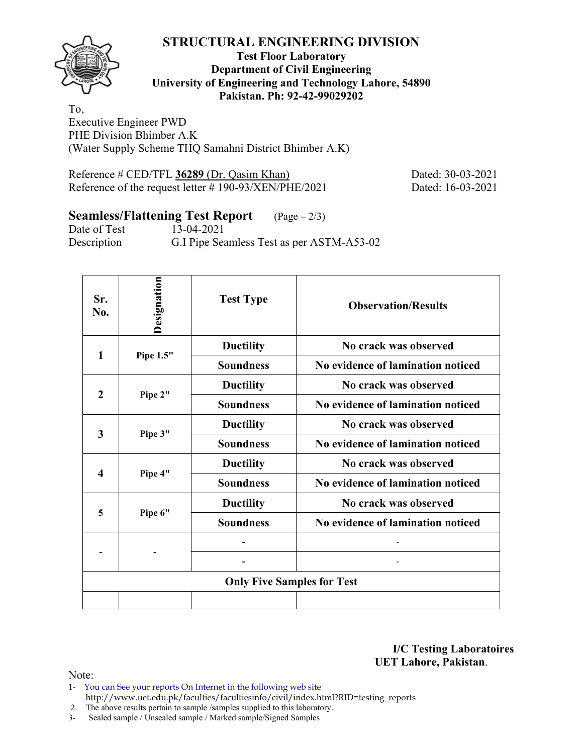# STRUCTURAL ENGINEERING DIVISION

**Test Floor Laboratory**
**Department of Civil Engineering**
**University of Engineering and Technology Lahore, 54890**
**Pakistan. Ph: 92-42-99029202**

To,
Executive Engineer PWD
PHE Division Bhimber A.K
(Water Supply Scheme THQ Samahni District Bhimber A.K)

Reference # CED/TFL **36289** (Dr. Qasim Khan) Dated: 30-03-2021
Reference of the request letter # 190-93/XEN/PHE/2021 Dated: 16-03-2021

## Seamless/Flattening Test Report (Page – 2/3)

Date of Test 13-04-2021
Description G.I Pipe Seamless Test as per ASTM-A53-02

| Sr. No. | Designation | Test Type | Observation/Results |
|---|---|---|---|
| 1 | Pipe 1.5" | Ductility | No crack was observed |
| | | Soundness | No evidence of lamination noticed |
| 2 | Pipe 2" | Ductility | No crack was observed |
| | | Soundness | No evidence of lamination noticed |
| 3 | Pipe 3" | Ductility | No crack was observed |
| | | Soundness | No evidence of lamination noticed |
| 4 | Pipe 4" | Ductility | No crack was observed |
| | | Soundness | No evidence of lamination noticed |
| 5 | Pipe 6" | Ductility | No crack was observed |
| | | Soundness | No evidence of lamination noticed |
| - | - | - | - |
| | | - | - |
| **Only Five Samples for Test** | | | |
| | | | |

**I/C Testing Laboratoires**
**UET Lahore, Pakistan**.

Note:
1- You can See your reports On Internet in the following web site
http://www.uet.edu.pk/faculties/facultiesinfo/civil/index.html?RID=testing_reports
2. The above results pertain to sample /samples supplied to this laboratory.
3- Sealed sample / Unsealed sample / Marked sample/Signed Samples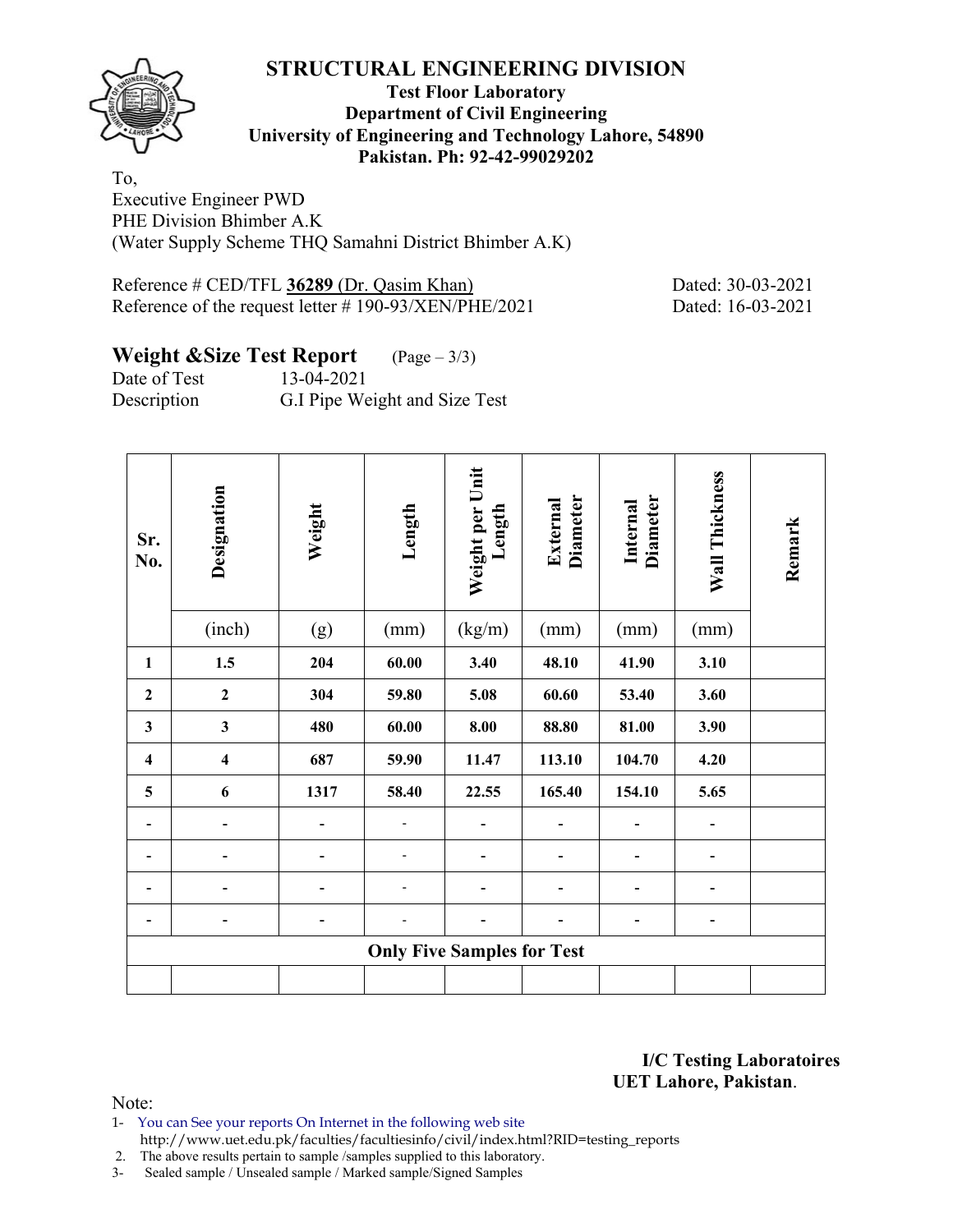# STRUCTURAL ENGINEERING DIVISION

**Test Floor Laboratory**
**Department of Civil Engineering**
**University of Engineering and Technology Lahore, 54890**
**Pakistan. Ph: 92-42-99029202**

To,
Executive Engineer PWD
PHE Division Bhimber A.K
(Water Supply Scheme THQ Samahni District Bhimber A.K)

Reference # CED/TFL **36289** (Dr. Qasim Khan) Dated: 30-03-2021
Reference of the request letter # 190-93/XEN/PHE/2021 Dated: 16-03-2021

## Weight &Size Test Report (Page – 3/3)

Date of Test 13-04-2021
Description G.I Pipe Weight and Size Test

| Sr. No. | Designation | Weight | Length | Weight per Unit Length | External Diameter | Internal Diameter | Wall Thickness | Remark |
|---|---|---|---|---|---|---|---|---|
| | (inch) | (g) | (mm) | (kg/m) | (mm) | (mm) | (mm) | |
| **1** | **1.5** | **204** | **60.00** | **3.40** | **48.10** | **41.90** | **3.10** | |
| **2** | **2** | **304** | **59.80** | **5.08** | **60.60** | **53.40** | **3.60** | |
| **3** | **3** | **480** | **60.00** | **8.00** | **88.80** | **81.00** | **3.90** | |
| **4** | **4** | **687** | **59.90** | **11.47** | **113.10** | **104.70** | **4.20** | |
| **5** | **6** | **1317** | **58.40** | **22.55** | **165.40** | **154.10** | **5.65** | |
| - | - | - | - | - | - | - | - | |
| - | - | - | - | - | - | - | - | |
| - | - | - | - | - | - | - | - | |
| - | - | - | - | - | - | - | - | |
| **Only Five Samples for Test** | | | | | | | | |
| | | | | | | | | |

**I/C Testing Laboratoires**
**UET Lahore, Pakistan**.

Note:
1- You can See your reports On Internet in the following web site
http://www.uet.edu.pk/faculties/facultiesinfo/civil/index.html?RID=testing_reports
2. The above results pertain to sample /samples supplied to this laboratory.
3- Sealed sample / Unsealed sample / Marked sample/Signed Samples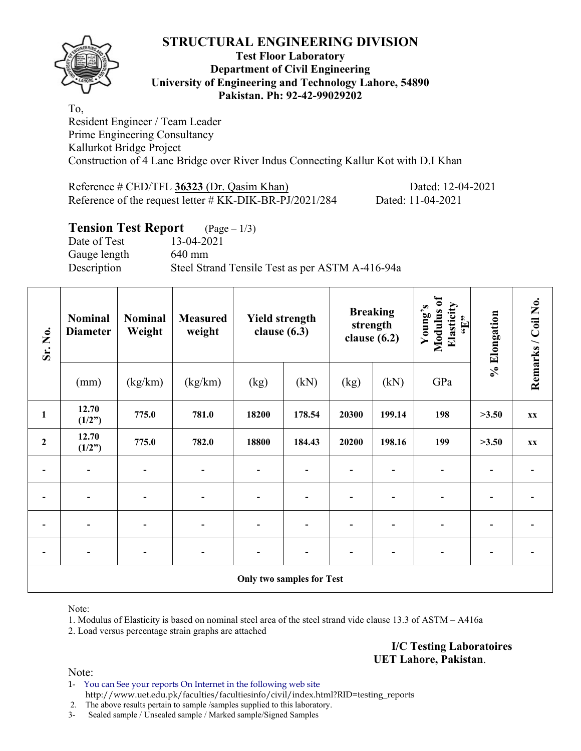# STRUCTURAL ENGINEERING DIVISION

**Test Floor Laboratory**
**Department of Civil Engineering**
**University of Engineering and Technology Lahore, 54890**
**Pakistan. Ph: 92-42-99029202**

To,
Resident Engineer / Team Leader
Prime Engineering Consultancy
Kallurkot Bridge Project
Construction of 4 Lane Bridge over River Indus Connecting Kallur Kot with D.I Khan

Reference # CED/TFL **36323** (Dr. Qasim Khan) Dated: 12-04-2021
Reference of the request letter # KK-DIK-BR-PJ/2021/284 Dated: 11-04-2021

## Tension Test Report (Page – 1/3)

Date of Test 13-04-2021
Gauge length 640 mm
Description Steel Strand Tensile Test as per ASTM A-416-94a

| Sr. No. | Nominal Diameter | Nominal Weight | Measured weight | Yield strength clause (6.3) | | Breaking strength clause (6.2) | | Young's Modulus of Elasticity "E" | % Elongation | Remarks / Coil No. |
|---|---|---|---|---|---|---|---|---|---|---|
| | (mm) | (kg/km) | (kg/km) | (kg) | (kN) | (kg) | (kN) | GPa | | |
| **1** | **12.70 (1/2")** | **775.0** | **781.0** | **18200** | **178.54** | **20300** | **199.14** | **198** | **>3.50** | **xx** |
| **2** | **12.70 (1/2")** | **775.0** | **782.0** | **18800** | **184.43** | **20200** | **198.16** | **199** | **>3.50** | **xx** |
| - | - | - | - | - | - | - | - | - | - | - |
| - | - | - | - | - | - | - | - | - | - | - |
| - | - | - | - | - | - | - | - | - | - | - |
| - | - | - | - | - | - | - | - | - | - | - |
| **Only two samples for Test** | | | | | | | | | | |

Note:

1. Modulus of Elasticity is based on nominal steel area of the steel strand vide clause 13.3 of ASTM – A416a
2. Load versus percentage strain graphs are attached

**I/C Testing Laboratoires**
**UET Lahore, Pakistan**.

Note:

1- You can See your reports On Internet in the following web site
http://www.uet.edu.pk/faculties/facultiesinfo/civil/index.html?RID=testing_reports
2. The above results pertain to sample /samples supplied to this laboratory.
3- Sealed sample / Unsealed sample / Marked sample/Signed Samples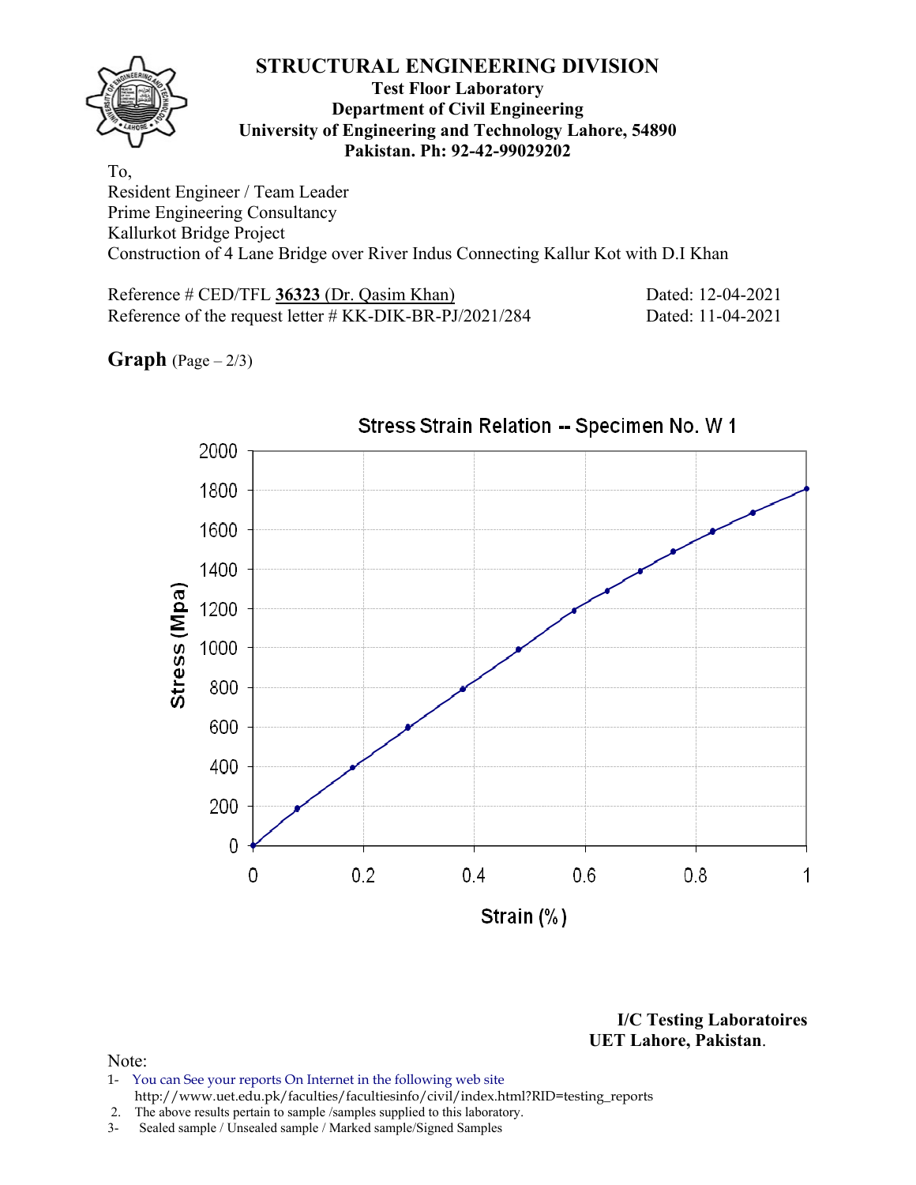# STRUCTURAL ENGINEERING DIVISION

**Test Floor Laboratory**
**Department of Civil Engineering**
**University of Engineering and Technology Lahore, 54890**
**Pakistan. Ph: 92-42-99029202**

To,
Resident Engineer / Team Leader
Prime Engineering Consultancy
Kallurkot Bridge Project
Construction of 4 Lane Bridge over River Indus Connecting Kallur Kot with D.I Khan

Reference # CED/TFL **36323** (Dr. Qasim Khan) Dated: 12-04-2021
Reference of the request letter # KK-DIK-BR-PJ/2021/284 Dated: 11-04-2021

**Graph** (Page – 2/3)

Stress Strain Relation -- Specimen No. W 1

Stress (Mpa)

2000
1800
1600
1400
1200
1000
800
600
400
200
0

0 0.2 0.4 0.6 0.8 1

Strain (%)

**I/C Testing Laboratoires**
**UET Lahore, Pakistan**.

Note:
1- You can See your reports On Internet in the following web site
http://www.uet.edu.pk/faculties/facultiesinfo/civil/index.html?RID=testing_reports
2. The above results pertain to sample /samples supplied to this laboratory.
3- Sealed sample / Unsealed sample / Marked sample/Signed Samples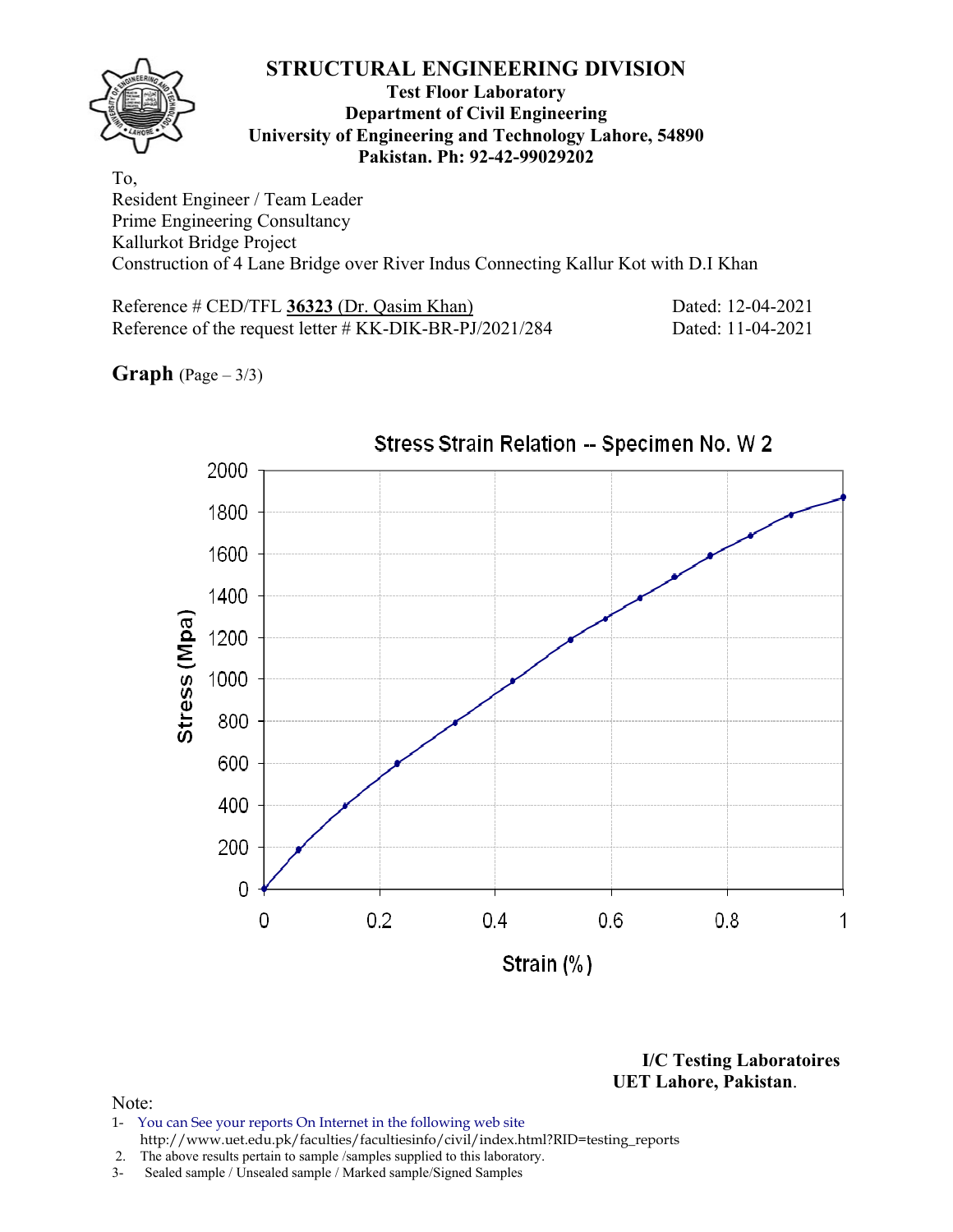# STRUCTURAL ENGINEERING DIVISION

**Test Floor Laboratory**
**Department of Civil Engineering**
**University of Engineering and Technology Lahore, 54890**
**Pakistan. Ph: 92-42-99029202**

To,
Resident Engineer / Team Leader
Prime Engineering Consultancy
Kallurkot Bridge Project
Construction of 4 Lane Bridge over River Indus Connecting Kallur Kot with D.I Khan

Reference # CED/TFL **36323** (Dr. Qasim Khan) Dated: 12-04-2021
Reference of the request letter # KK-DIK-BR-PJ/2021/284 Dated: 11-04-2021

**Graph** (Page – 3/3)

Stress Strain Relation -- Specimen No. W 2

Stress (Mpa)

2000
1800
1600
1400
1200
1000
800
600
400
200
0

0
0.2
0.4
0.6
0.8
1

Strain (%)

**I/C Testing Laboratoires**
**UET Lahore, Pakistan**.

Note:
1- You can See your reports On Internet in the following web site
http://www.uet.edu.pk/faculties/facultiesinfo/civil/index.html?RID=testing_reports
2. The above results pertain to sample /samples supplied to this laboratory.
3- Sealed sample / Unsealed sample / Marked sample/Signed Samples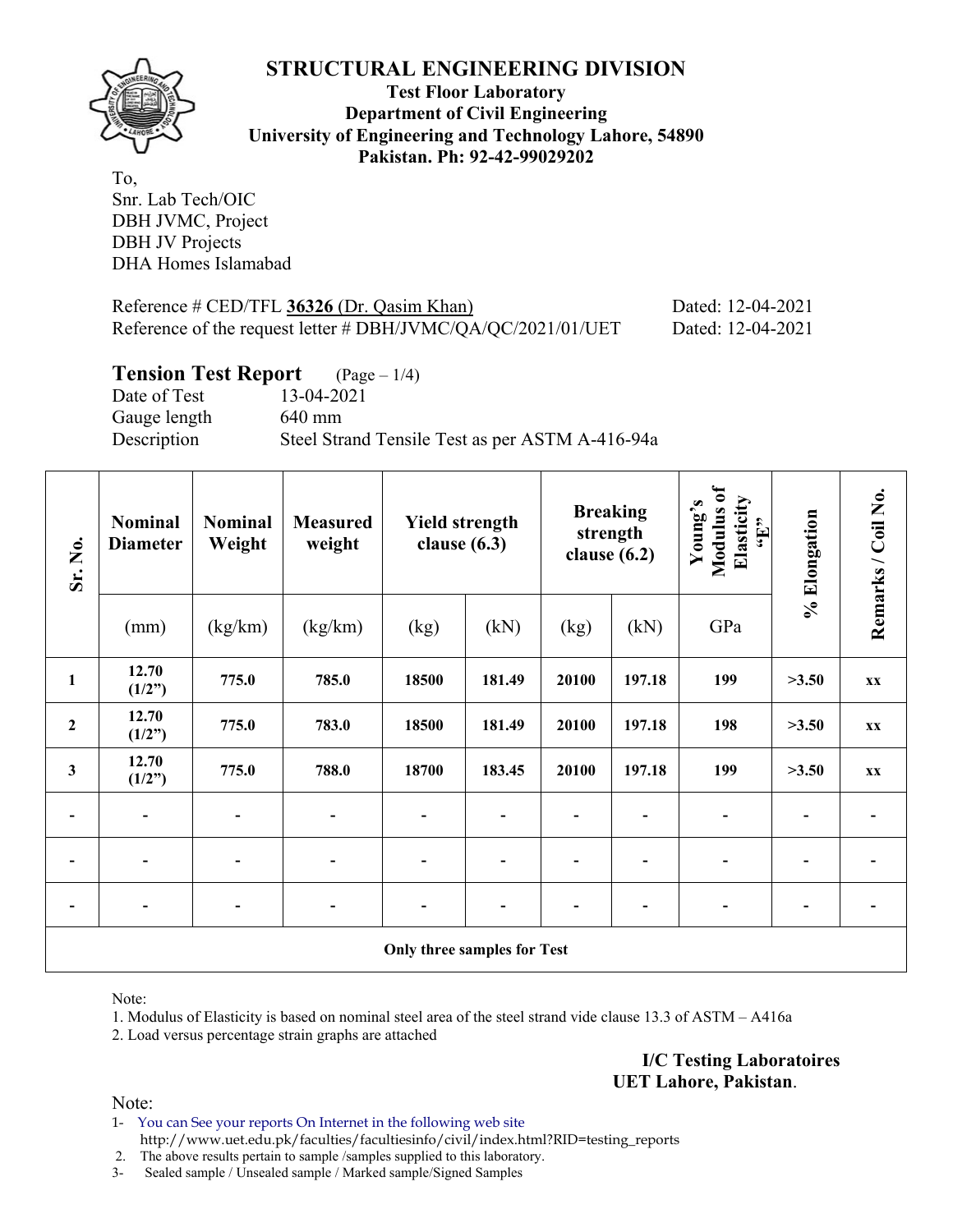# STRUCTURAL ENGINEERING DIVISION

**Test Floor Laboratory**
**Department of Civil Engineering**
**University of Engineering and Technology Lahore, 54890**
**Pakistan. Ph: 92-42-99029202**

To,
Snr. Lab Tech/OIC
DBH JVMC, Project
DBH JV Projects
DHA Homes Islamabad

Reference # CED/TFL **36326** (Dr. Qasim Khan) Dated: 12-04-2021
Reference of the request letter # DBH/JVMC/QA/QC/2021/01/UET Dated: 12-04-2021

## Tension Test Report (Page – 1/4)

Date of Test 13-04-2021
Gauge length 640 mm
Description Steel Strand Tensile Test as per ASTM A-416-94a

| Sr. No. | Nominal Diameter | Nominal Weight | Measured weight | Yield strength clause (6.3) | | Breaking strength clause (6.2) | | Young's Modulus of Elasticity "E" | % Elongation | Remarks / Coil No. |
|---|---|---|---|---|---|---|---|---|---|---|
| | (mm) | (kg/km) | (kg/km) | (kg) | (kN) | (kg) | (kN) | GPa | | |
| **1** | **12.70 (1/2")** | **775.0** | **785.0** | **18500** | **181.49** | **20100** | **197.18** | **199** | **>3.50** | **xx** |
| **2** | **12.70 (1/2")** | **775.0** | **783.0** | **18500** | **181.49** | **20100** | **197.18** | **198** | **>3.50** | **xx** |
| **3** | **12.70 (1/2")** | **775.0** | **788.0** | **18700** | **183.45** | **20100** | **197.18** | **199** | **>3.50** | **xx** |
| - | - | - | - | - | - | - | - | - | - | - |
| - | - | - | - | - | - | - | - | - | - | - |
| - | - | - | - | - | - | - | - | - | - | - |
| **Only three samples for Test** | | | | | | | | | | |

Note:
1. Modulus of Elasticity is based on nominal steel area of the steel strand vide clause 13.3 of ASTM – A416a
2. Load versus percentage strain graphs are attached

**I/C Testing Laboratoires**
**UET Lahore, Pakistan**.

Note:
1- You can See your reports On Internet in the following web site
http://www.uet.edu.pk/faculties/facultiesinfo/civil/index.html?RID=testing_reports
2. The above results pertain to sample /samples supplied to this laboratory.
3- Sealed sample / Unsealed sample / Marked sample/Signed Samples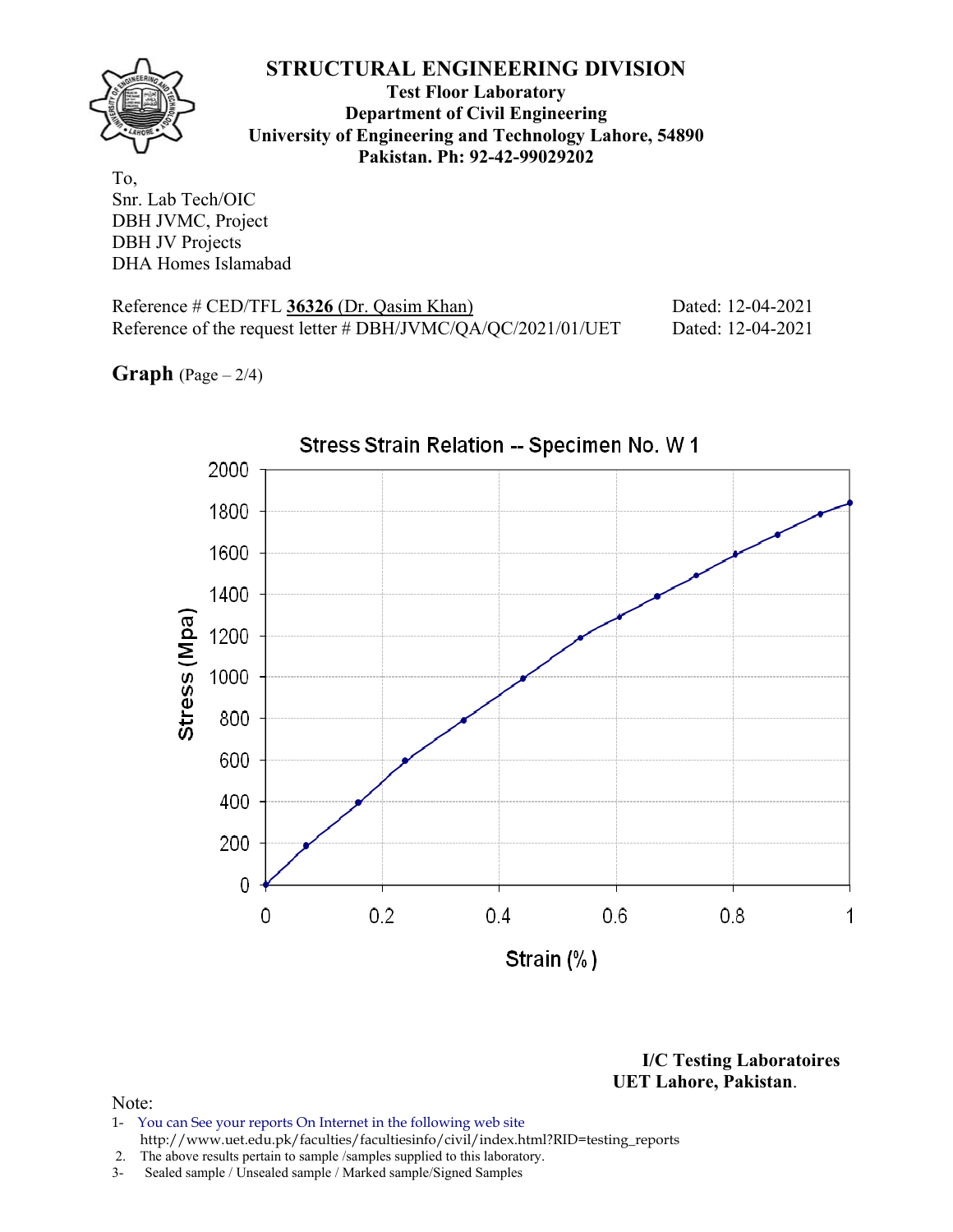# STRUCTURAL ENGINEERING DIVISION

**Test Floor Laboratory**
**Department of Civil Engineering**
**University of Engineering and Technology Lahore, 54890**
**Pakistan. Ph: 92-42-99029202**

To,
Snr. Lab Tech/OIC
DBH JVMC, Project
DBH JV Projects
DHA Homes Islamabad

Reference # CED/TFL **36326** (Dr. Qasim Khan) Dated: 12-04-2021
Reference of the request letter # DBH/JVMC/QA/QC/2021/01/UET Dated: 12-04-2021

**Graph** (Page – 2/4)

Stress Strain Relation -- Specimen No. W 1

**I/C Testing Laboratoires**
**UET Lahore, Pakistan**.

Note:
1- You can See your reports On Internet in the following web site
http://www.uet.edu.pk/faculties/facultiesinfo/civil/index.html?RID=testing_reports
2. The above results pertain to sample /samples supplied to this laboratory.
3- Sealed sample / Unsealed sample / Marked sample/Signed Samples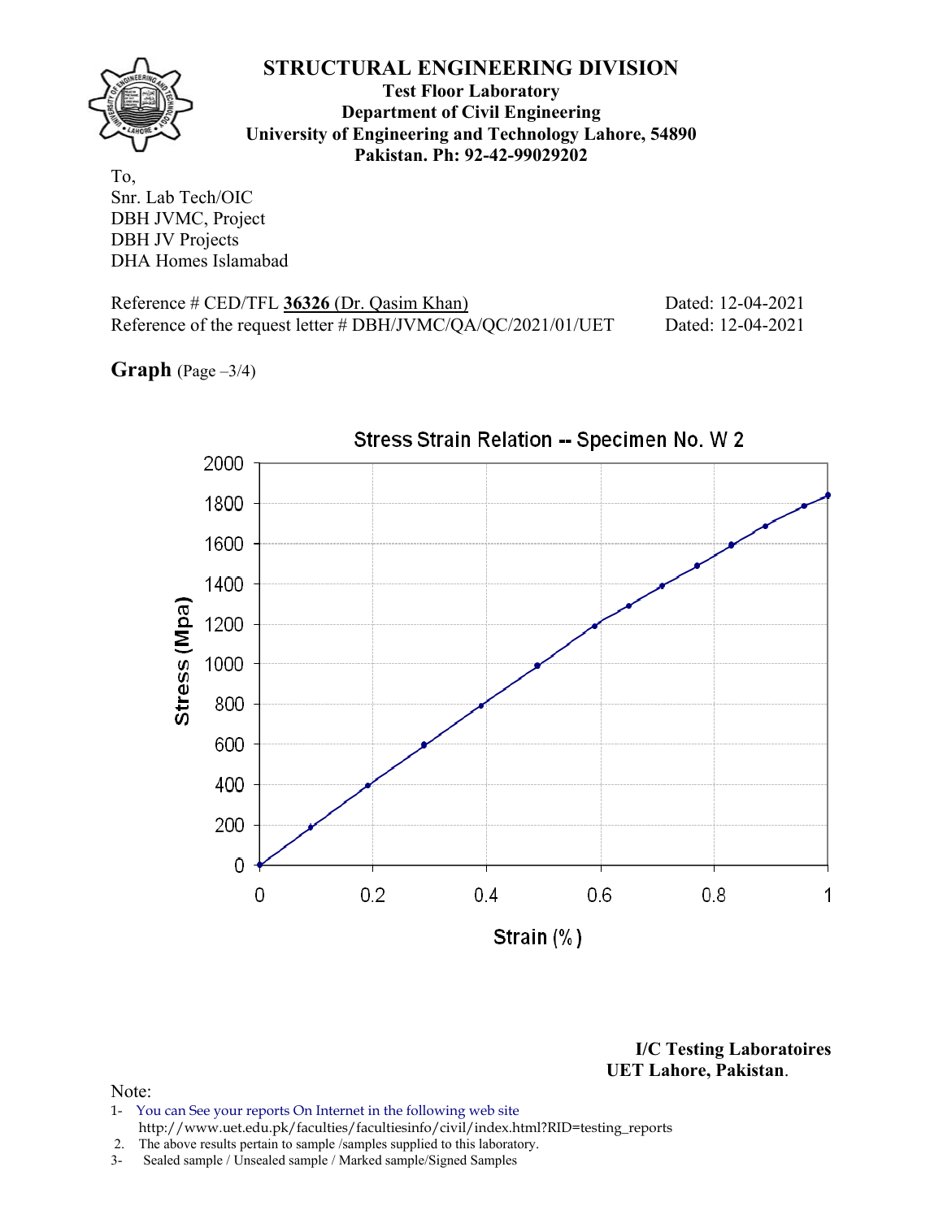# STRUCTURAL ENGINEERING DIVISION

**Test Floor Laboratory**
**Department of Civil Engineering**
**University of Engineering and Technology Lahore, 54890**
**Pakistan. Ph: 92-42-99029202**

To,
Snr. Lab Tech/OIC
DBH JVMC, Project
DBH JV Projects
DHA Homes Islamabad

Reference # CED/TFL **36326** (Dr. Qasim Khan) Dated: 12-04-2021
Reference of the request letter # DBH/JVMC/QA/QC/2021/01/UET Dated: 12-04-2021

**Graph** (Page –3/4)

Stress Strain Relation -- Specimen No. W 2

Stress (Mpa)

0
200
400
600
800
1000
1200
1400
1600
1800
2000

Strain (%)

0
0.2
0.4
0.6
0.8
1

**I/C Testing Laboratoires**
**UET Lahore, Pakistan**.

Note:
1- You can See your reports On Internet in the following web site
http://www.uet.edu.pk/faculties/facultiesinfo/civil/index.html?RID=testing_reports
2. The above results pertain to sample /samples supplied to this laboratory.
3- Sealed sample / Unsealed sample / Marked sample/Signed Samples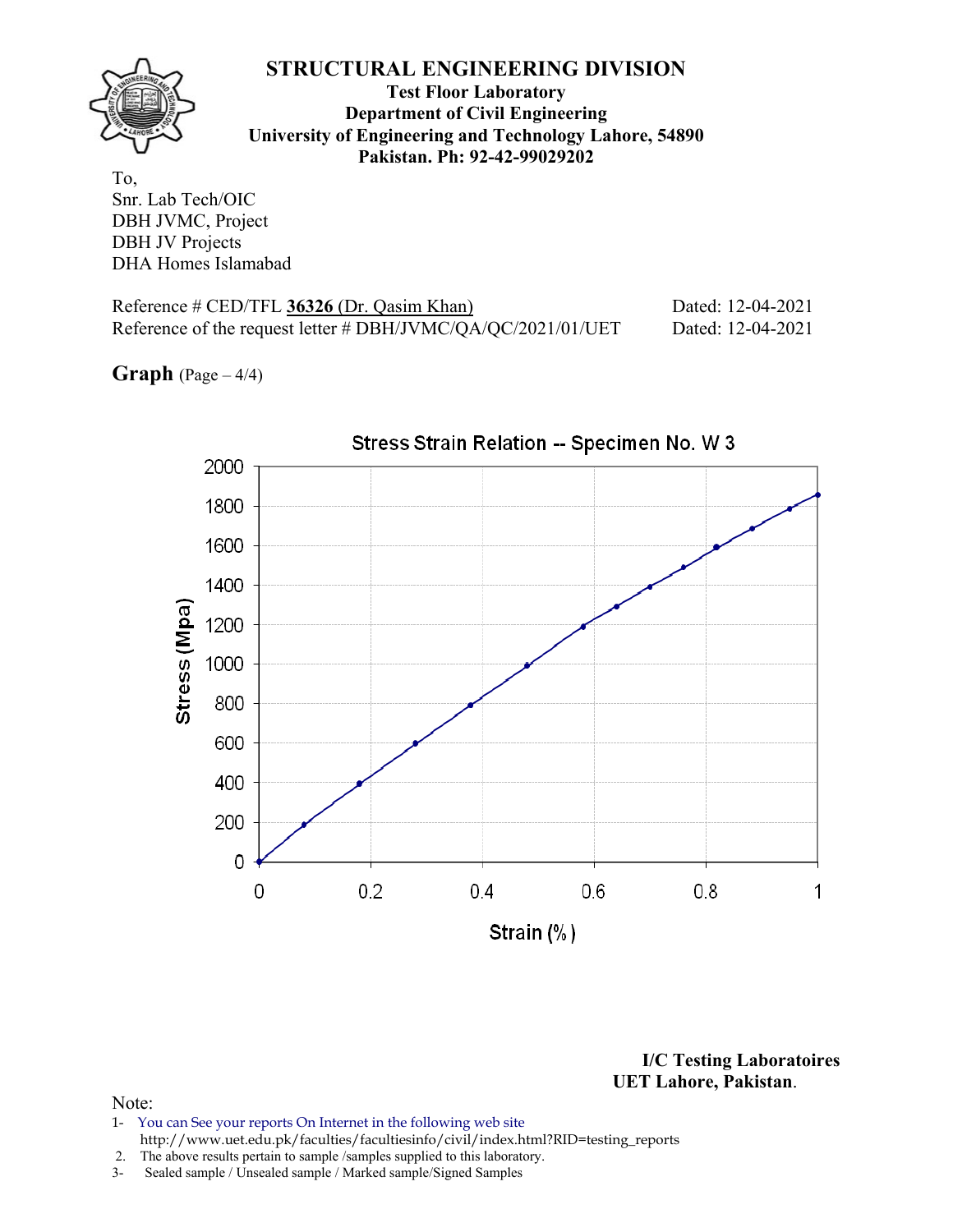# STRUCTURAL ENGINEERING DIVISION

**Test Floor Laboratory**
**Department of Civil Engineering**
**University of Engineering and Technology Lahore, 54890**
**Pakistan. Ph: 92-42-99029202**

To,
Snr. Lab Tech/OIC
DBH JVMC, Project
DBH JV Projects
DHA Homes Islamabad

Reference # CED/TFL **36326** (Dr. Qasim Khan) Dated: 12-04-2021
Reference of the request letter # DBH/JVMC/QA/QC/2021/01/UET Dated: 12-04-2021

**Graph** (Page – 4/4)

Stress Strain Relation -- Specimen No. W 3

Stress (Mpa)

2000
1800
1600
1400
1200
1000
800
600
400
200
0

0
0.2
0.4
0.6
0.8
1

Strain (%)

**I/C Testing Laboratoires**
**UET Lahore, Pakistan**.

Note:

1- You can See your reports On Internet in the following web site
http://www.uet.edu.pk/faculties/facultiesinfo/civil/index.html?RID=testing_reports
2. The above results pertain to sample /samples supplied to this laboratory.
3- Sealed sample / Unsealed sample / Marked sample/Signed Samples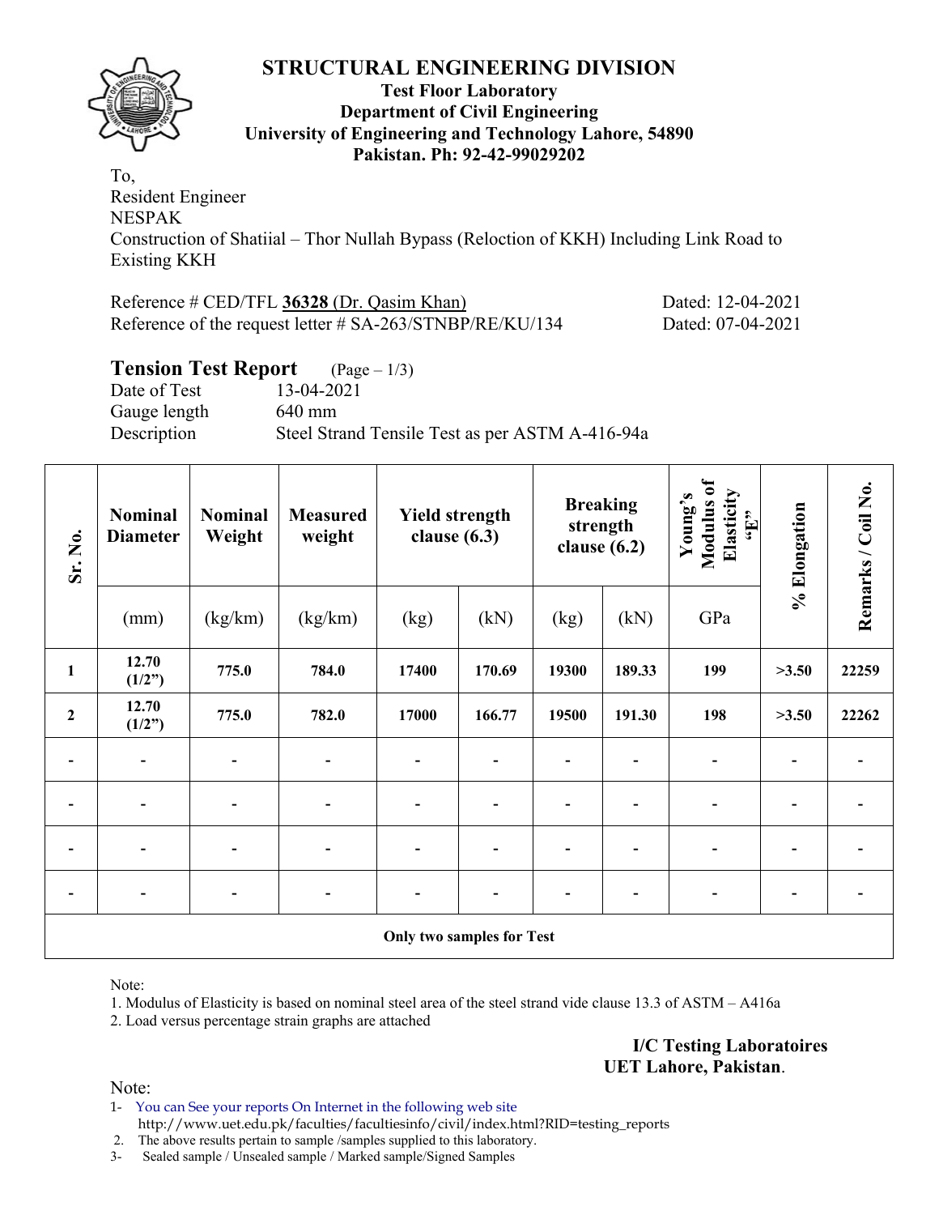# STRUCTURAL ENGINEERING DIVISION

**Test Floor Laboratory**
**Department of Civil Engineering**
**University of Engineering and Technology Lahore, 54890**
**Pakistan. Ph: 92-42-99029202**

To,
Resident Engineer
NESPAK
Construction of Shatiial – Thor Nullah Bypass (Reloction of KKH) Including Link Road to Existing KKH

Reference # CED/TFL **36328** (Dr. Qasim Khan) Dated: 12-04-2021
Reference of the request letter # SA-263/STNBP/RE/KU/134 Dated: 07-04-2021

## Tension Test Report (Page – 1/3)

Date of Test 13-04-2021
Gauge length 640 mm
Description Steel Strand Tensile Test as per ASTM A-416-94a

| Sr. No. | Nominal Diameter | Nominal Weight | Measured weight | Yield strength clause (6.3) | | Breaking strength clause (6.2) | | Young's Modulus of Elasticity "E" | % Elongation | Remarks / Coil No. |
|---|---|---|---|---|---|---|---|---|---|---|
| | (mm) | (kg/km) | (kg/km) | (kg) | (kN) | (kg) | (kN) | GPa | | |
| **1** | **12.70 (1/2")** | **775.0** | **784.0** | **17400** | **170.69** | **19300** | **189.33** | **199** | **>3.50** | **22259** |
| **2** | **12.70 (1/2")** | **775.0** | **782.0** | **17000** | **166.77** | **19500** | **191.30** | **198** | **>3.50** | **22262** |
| - | - | - | - | - | - | - | - | - | - | - |
| - | - | - | - | - | - | - | - | - | - | - |
| - | - | - | - | - | - | - | - | - | - | - |
| - | - | - | - | - | - | - | - | - | - | - |
| **Only two samples for Test** | | | | | | | | | | |

Note:

1. Modulus of Elasticity is based on nominal steel area of the steel strand vide clause 13.3 of ASTM – A416a
2. Load versus percentage strain graphs are attached

**I/C Testing Laboratoires**
**UET Lahore, Pakistan**.

Note:

1- You can See your reports On Internet in the following web site
http://www.uet.edu.pk/faculties/facultiesinfo/civil/index.html?RID=testing_reports
2. The above results pertain to sample /samples supplied to this laboratory.
3- Sealed sample / Unsealed sample / Marked sample/Signed Samples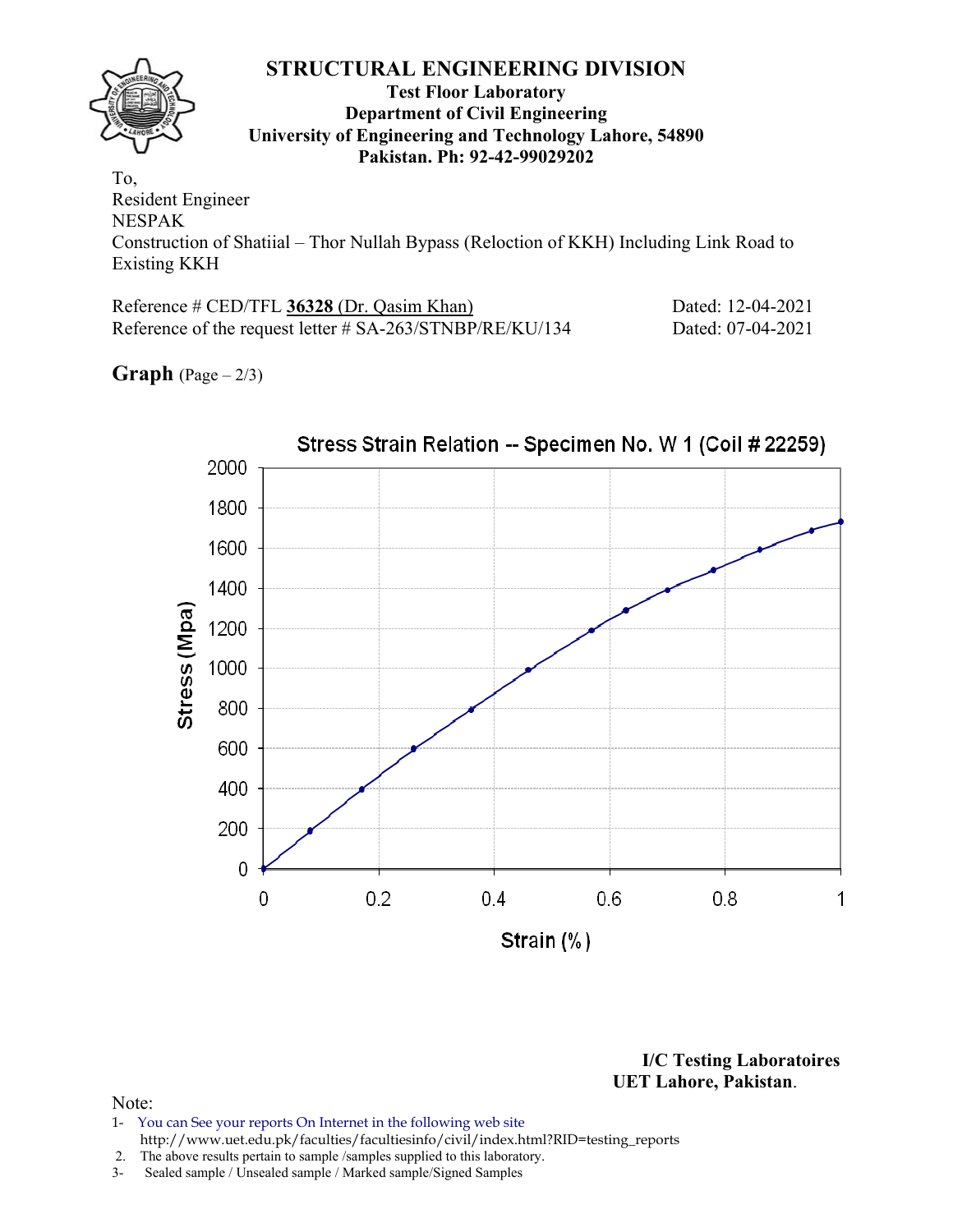# STRUCTURAL ENGINEERING DIVISION

**Test Floor Laboratory**
**Department of Civil Engineering**
**University of Engineering and Technology Lahore, 54890**
**Pakistan. Ph: 92-42-99029202**

To,
Resident Engineer
NESPAK
Construction of Shatiial – Thor Nullah Bypass (Reloction of KKH) Including Link Road to Existing KKH

Reference # CED/TFL **36328** (Dr. Qasim Khan) Dated: 12-04-2021
Reference of the request letter # SA-263/STNBP/RE/KU/134 Dated: 07-04-2021

**Graph** (Page – 2/3)

Stress Strain Relation -- Specimen No. W 1 (Coil # 22259)

Stress (Mpa)

0
200
400
600
800
1000
1200
1400
1600
1800
2000

Strain (%)

0
0.2
0.4
0.6
0.8
1

**I/C Testing Laboratoires**
**UET Lahore, Pakistan**.

Note:
1- You can See your reports On Internet in the following web site
http://www.uet.edu.pk/faculties/facultiesinfo/civil/index.html?RID=testing_reports
2. The above results pertain to sample /samples supplied to this laboratory.
3- Sealed sample / Unsealed sample / Marked sample/Signed Samples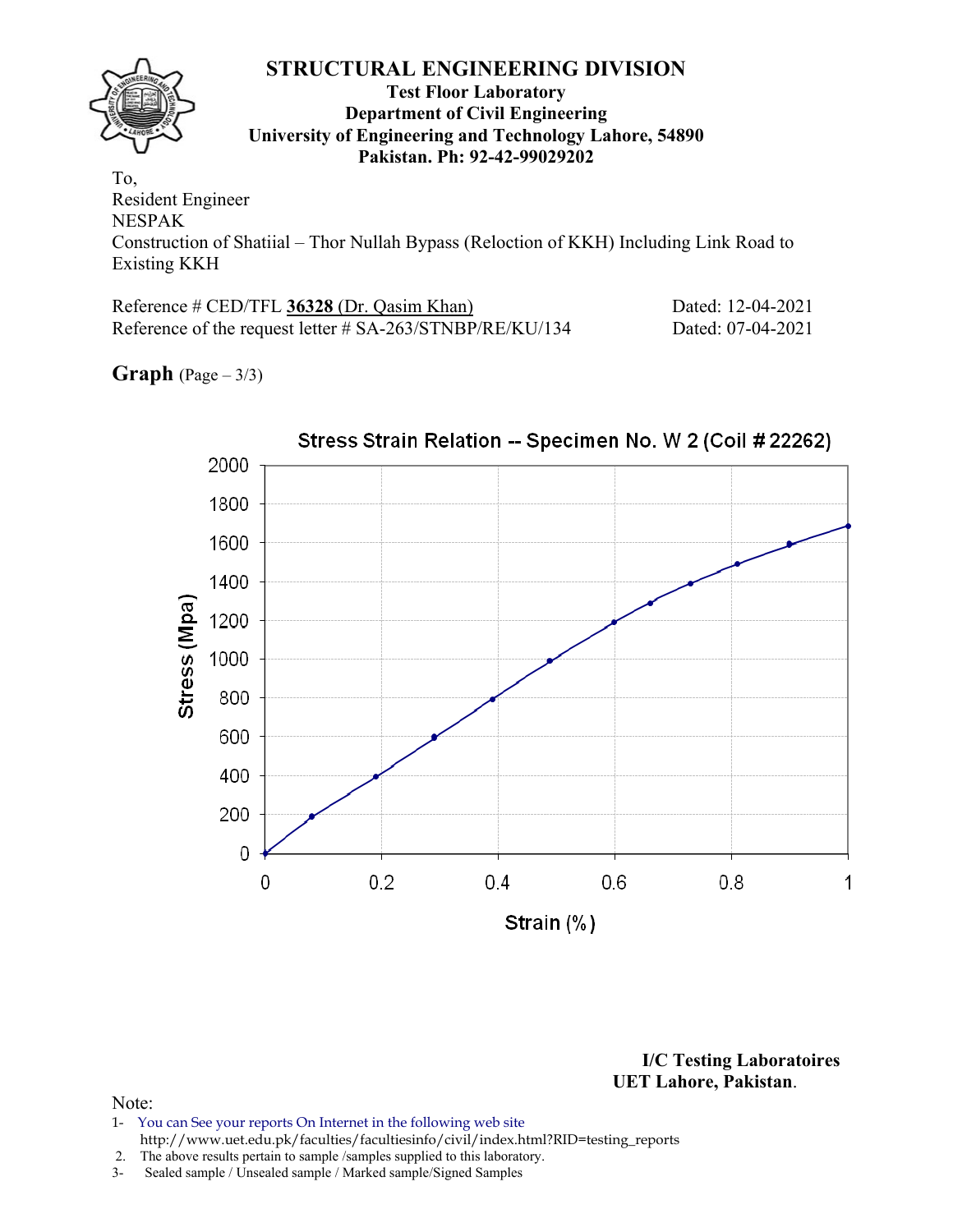# STRUCTURAL ENGINEERING DIVISION

**Test Floor Laboratory**
**Department of Civil Engineering**
**University of Engineering and Technology Lahore, 54890**
**Pakistan. Ph: 92-42-99029202**

To,
Resident Engineer
NESPAK
Construction of Shatiial – Thor Nullah Bypass (Reloction of KKH) Including Link Road to Existing KKH

Reference # CED/TFL **36328** (Dr. Qasim Khan) Dated: 12-04-2021
Reference of the request letter # SA-263/STNBP/RE/KU/134 Dated: 07-04-2021

**Graph** (Page – 3/3)

Stress Strain Relation -- Specimen No. W 2 (Coil # 22262)

Stress (Mpa)

Strain (%)

**I/C Testing Laboratoires**
**UET Lahore, Pakistan.**

Note:

1- You can See your reports On Internet in the following web site
http://www.uet.edu.pk/faculties/facultiesinfo/civil/index.html?RID=testing_reports
2. The above results pertain to sample /samples supplied to this laboratory.
3- Sealed sample / Unsealed sample / Marked sample/Signed Samples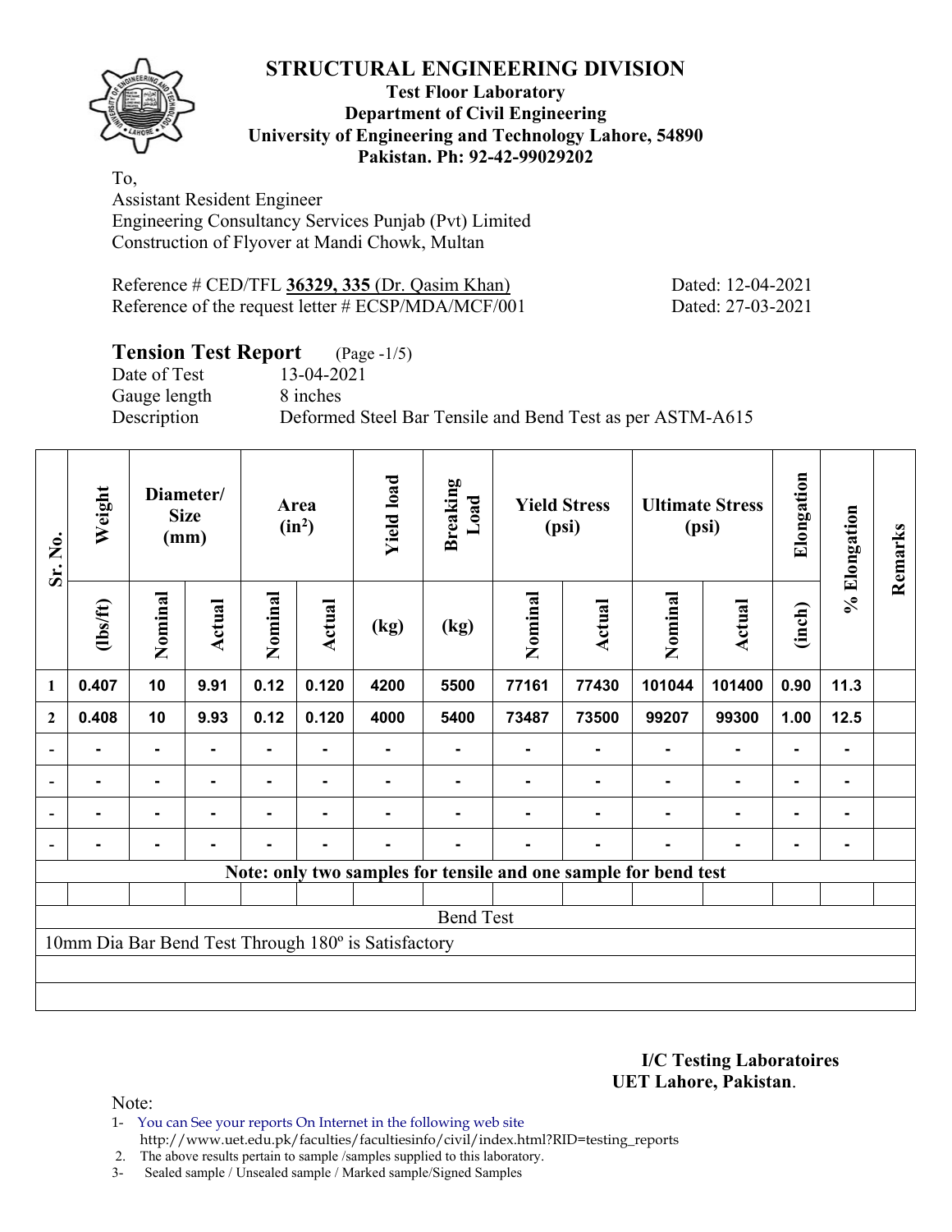# STRUCTURAL ENGINEERING DIVISION

**Test Floor Laboratory**
**Department of Civil Engineering**
**University of Engineering and Technology Lahore, 54890**
**Pakistan. Ph: 92-42-99029202**

To,
Assistant Resident Engineer
Engineering Consultancy Services Punjab (Pvt) Limited
Construction of Flyover at Mandi Chowk, Multan

Reference # CED/TFL **36329, 335** (Dr. Qasim Khan) Dated: 12-04-2021
Reference of the request letter # ECSP/MDA/MCF/001 Dated: 27-03-2021

## Tension Test Report (Page -1/5)

Date of Test 13-04-2021
Gauge length 8 inches
Description Deformed Steel Bar Tensile and Bend Test as per ASTM-A615

| Sr. No. | Weight | Diameter/ Size (mm) | | Area (in$^2$) | | Yield load | Breaking Load | Yield Stress (psi) | | Ultimate Stress (psi) | | Elongation | % Elongation | Remarks |
|---|---|---|---|---|---|---|---|---|---|---|---|---|---|---|
| | (lbs/ft) | Nominal | Actual | Nominal | Actual | (kg) | (kg) | Nominal | Actual | Nominal | Actual | (inch) | | |
| 1 | 0.407 | 10 | 9.91 | 0.12 | 0.120 | 4200 | 5500 | 77161 | 77430 | 101044 | 101400 | 0.90 | 11.3 | |
| 2 | 0.408 | 10 | 9.93 | 0.12 | 0.120 | 4000 | 5400 | 73487 | 73500 | 99207 | 99300 | 1.00 | 12.5 | |
| - | - | - | - | - | - | - | - | - | - | - | - | - | - | |
| - | - | - | - | - | - | - | - | - | - | - | - | - | - | |
| - | - | - | - | - | - | - | - | - | - | - | - | - | - | |
| - | - | - | - | - | - | - | - | - | - | - | - | - | - | |

**Note: only two samples for tensile and one sample for bend test**

Bend Test

10mm Dia Bar Bend Test Through 180º is Satisfactory

**I/C Testing Laboratoires**
**UET Lahore, Pakistan**.

Note:
1- You can See your reports On Internet in the following web site
http://www.uet.edu.pk/faculties/facultiesinfo/civil/index.html?RID=testing_reports
2. The above results pertain to sample /samples supplied to this laboratory.
3- Sealed sample / Unsealed sample / Marked sample/Signed Samples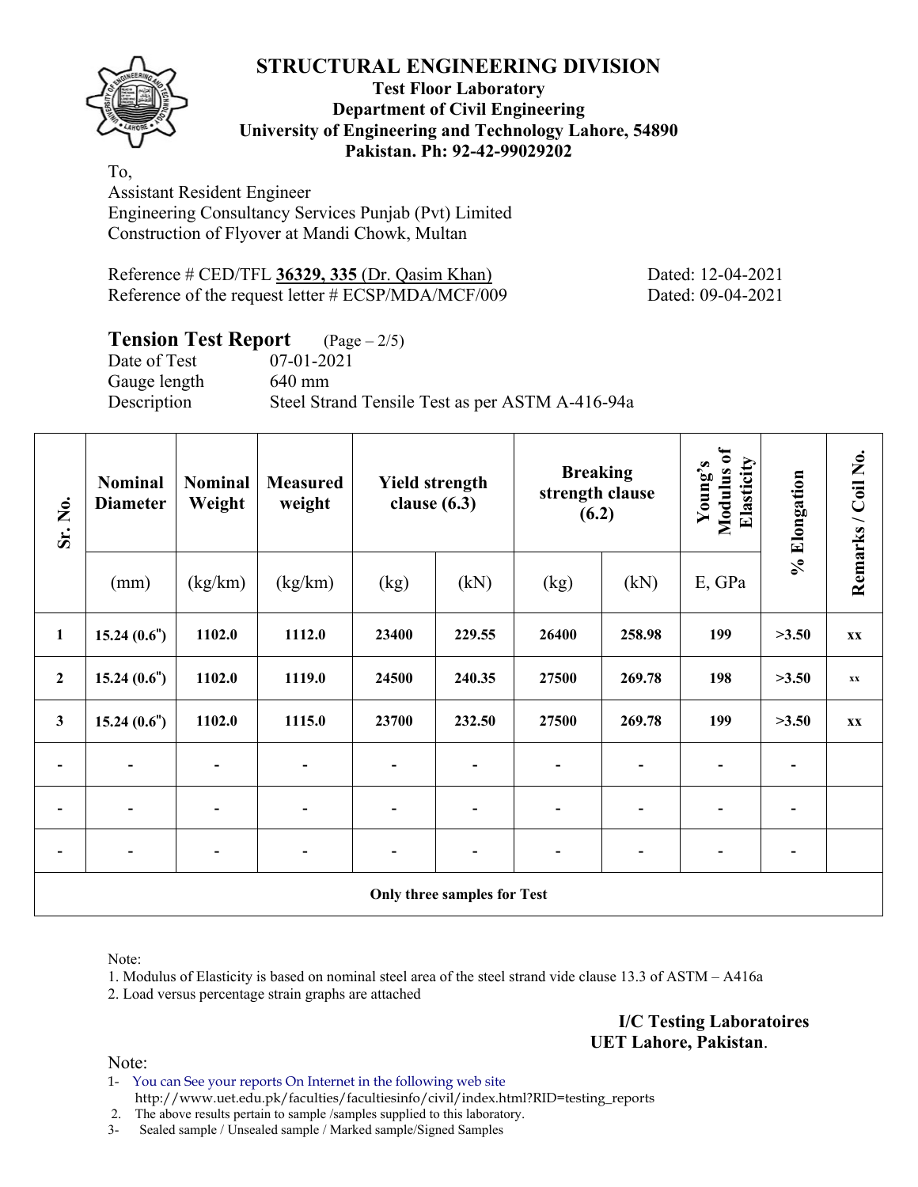# STRUCTURAL ENGINEERING DIVISION

**Test Floor Laboratory**
**Department of Civil Engineering**
**University of Engineering and Technology Lahore, 54890**
**Pakistan. Ph: 92-42-99029202**

To,
Assistant Resident Engineer
Engineering Consultancy Services Punjab (Pvt) Limited
Construction of Flyover at Mandi Chowk, Multan

Reference # CED/TFL **36329, 335** (Dr. Qasim Khan) Dated: 12-04-2021
Reference of the request letter # ECSP/MDA/MCF/009 Dated: 09-04-2021

**Tension Test Report** (Page – 2/5)
Date of Test 07-01-2021
Gauge length 640 mm
Description Steel Strand Tensile Test as per ASTM A-416-94a

| Sr. No. | Nominal Diameter | Nominal Weight | Measured weight | Yield strength clause (6.3) | | Breaking strength clause (6.2) | | Young's Modulus of Elasticity | % Elongation | Remarks / Coil No. |
|---|---|---|---|---|---|---|---|---|---|---|
| | (mm) | (kg/km) | (kg/km) | (kg) | (kN) | (kg) | (kN) | E, GPa | | |
| **1** | **15.24 (0.6")** | **1102.0** | **1112.0** | **23400** | **229.55** | **26400** | **258.98** | **199** | **>3.50** | **xx** |
| **2** | **15.24 (0.6")** | **1102.0** | **1119.0** | **24500** | **240.35** | **27500** | **269.78** | **198** | **>3.50** | **xx** |
| **3** | **15.24 (0.6")** | **1102.0** | **1115.0** | **23700** | **232.50** | **27500** | **269.78** | **199** | **>3.50** | **xx** |
| - | - | - | - | - | - | - | - | - | - | |
| - | - | - | - | - | - | - | - | - | - | |
| - | - | - | - | - | - | - | - | - | - | |
| **Only three samples for Test** | | | | | | | | | | |

Note:
1. Modulus of Elasticity is based on nominal steel area of the steel strand vide clause 13.3 of ASTM – A416a
2. Load versus percentage strain graphs are attached

**I/C Testing Laboratoires**
**UET Lahore, Pakistan**.

Note:
1- You can See your reports On Internet in the following web site
http://www.uet.edu.pk/faculties/facultiesinfo/civil/index.html?RID=testing_reports
2. The above results pertain to sample /samples supplied to this laboratory.
3- Sealed sample / Unsealed sample / Marked sample/Signed Samples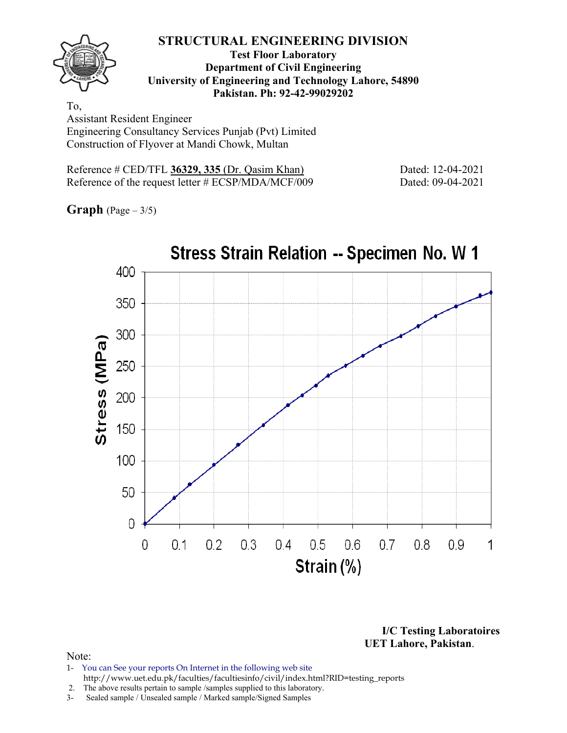**STRUCTURAL ENGINEERING DIVISION**
**Test Floor Laboratory**
**Department of Civil Engineering**
**University of Engineering and Technology Lahore, 54890**
**Pakistan. Ph: 92-42-99029202**

To,
Assistant Resident Engineer
Engineering Consultancy Services Punjab (Pvt) Limited
Construction of Flyover at Mandi Chowk, Multan

Reference # CED/TFL **36329, 335** (Dr. Qasim Khan) Dated: 12-04-2021
Reference of the request letter # ECSP/MDA/MCF/009 Dated: 09-04-2021

**Graph** (Page – 3/5)

Stress Strain Relation -- Specimen No. W 1

Stress (MPa)

0
50
100
150
200
250
300
350
400

Strain (%)

0
0.1
0.2
0.3
0.4
0.5
0.6
0.7
0.8
0.9
1

**I/C Testing Laboratoires**
**UET Lahore, Pakistan**.

Note:
1- You can See your reports On Internet in the following web site
http://www.uet.edu.pk/faculties/facultiesinfo/civil/index.html?RID=testing_reports
2. The above results pertain to sample /samples supplied to this laboratory.
3- Sealed sample / Unsealed sample / Marked sample/Signed Samples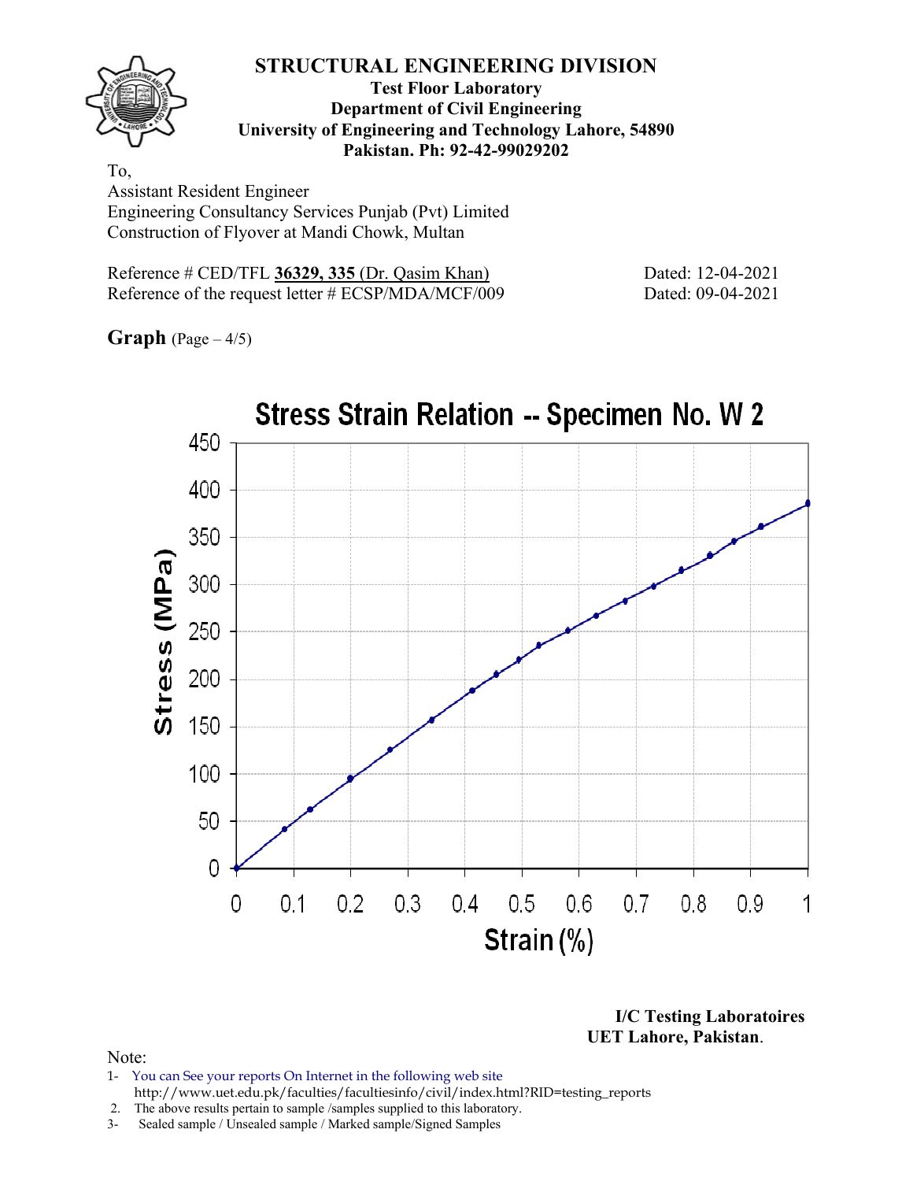# STRUCTURAL ENGINEERING DIVISION

**Test Floor Laboratory**
**Department of Civil Engineering**
**University of Engineering and Technology Lahore, 54890**
**Pakistan. Ph: 92-42-99029202**

To,
Assistant Resident Engineer
Engineering Consultancy Services Punjab (Pvt) Limited
Construction of Flyover at Mandi Chowk, Multan

Reference # CED/TFL **36329, 335** (Dr. Qasim Khan) Dated: 12-04-2021
Reference of the request letter # ECSP/MDA/MCF/009 Dated: 09-04-2021

**Graph** (Page – 4/5)

Stress Strain Relation -- Specimen No. W 2

Stress (MPa)

450
400
350
300
250
200
150
100
50
0

0 0.1 0.2 0.3 0.4 0.5 0.6 0.7 0.8 0.9 1

Strain (%)

**I/C Testing Laboratoires**
**UET Lahore, Pakistan**.

Note:
1- You can See your reports On Internet in the following web site
http://www.uet.edu.pk/faculties/facultiesinfo/civil/index.html?RID=testing_reports
2. The above results pertain to sample /samples supplied to this laboratory.
3- Sealed sample / Unsealed sample / Marked sample/Signed Samples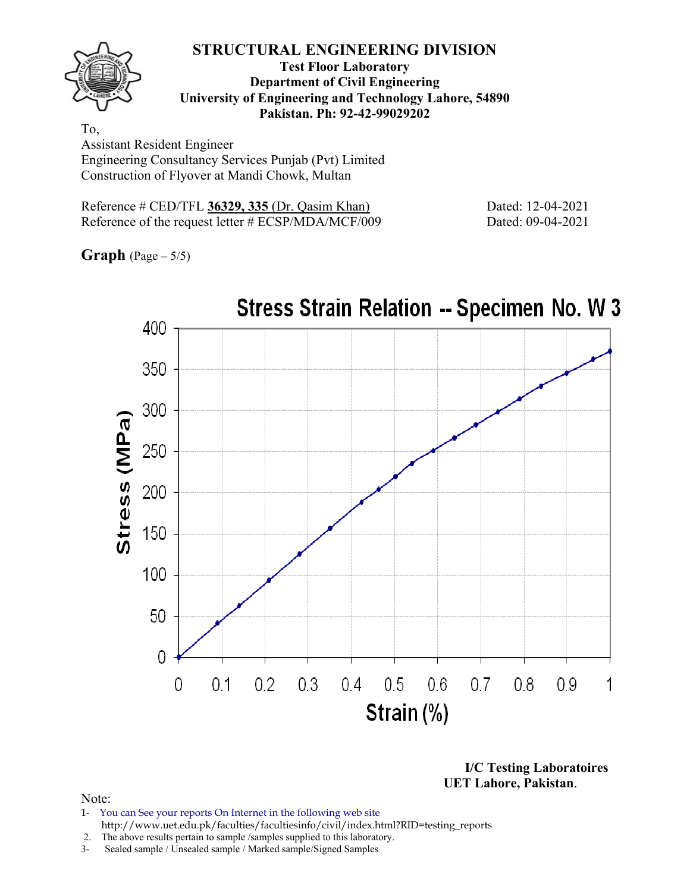**STRUCTURAL ENGINEERING DIVISION**
**Test Floor Laboratory**
**Department of Civil Engineering**
**University of Engineering and Technology Lahore, 54890**
**Pakistan. Ph: 92-42-99029202**

To,
Assistant Resident Engineer
Engineering Consultancy Services Punjab (Pvt) Limited
Construction of Flyover at Mandi Chowk, Multan

Reference # CED/TFL **36329, 335** (Dr. Qasim Khan) Dated: 12-04-2021
Reference of the request letter # ECSP/MDA/MCF/009 Dated: 09-04-2021

**Graph** (Page – 5/5)

Stress Strain Relation -- Specimen No. W 3

Stress (MPa)

400
350
300
250
200
150
100
50
0

0 0.1 0.2 0.3 0.4 0.5 0.6 0.7 0.8 0.9 1

Strain (%)

**I/C Testing Laboratoires**
**UET Lahore, Pakistan**.

Note:
1- You can See your reports On Internet in the following web site
http://www.uet.edu.pk/faculties/facultiesinfo/civil/index.html?RID=testing_reports
2. The above results pertain to sample /samples supplied to this laboratory.
3- Sealed sample / Unsealed sample / Marked sample/Signed Samples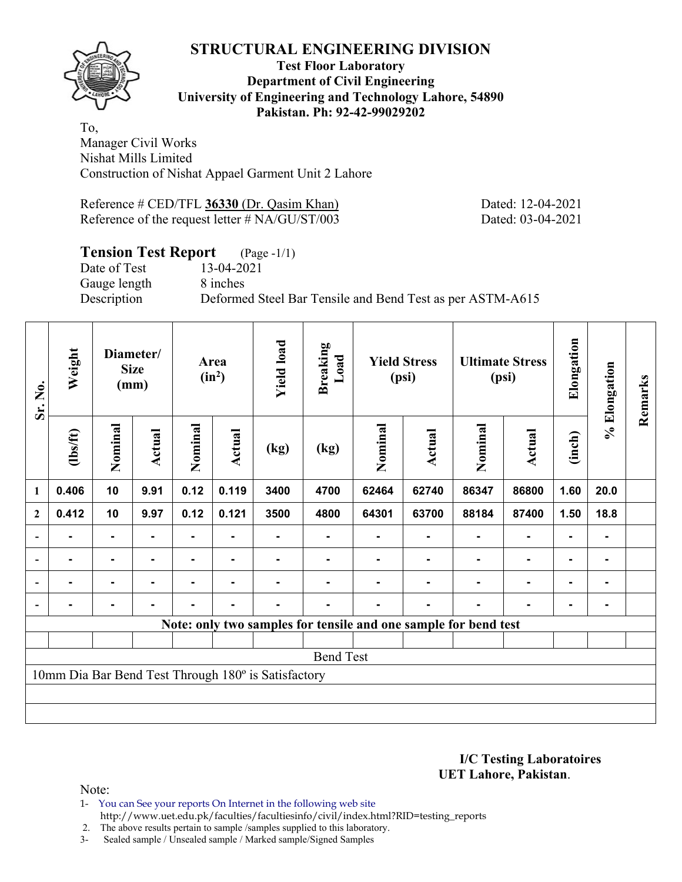# STRUCTURAL ENGINEERING DIVISION

**Test Floor Laboratory**
**Department of Civil Engineering**
**University of Engineering and Technology Lahore, 54890**
**Pakistan. Ph: 92-42-99029202**

To,
Manager Civil Works
Nishat Mills Limited
Construction of Nishat Appael Garment Unit 2 Lahore

Reference # CED/TFL **36330** (Dr. Qasim Khan) Dated: 12-04-2021
Reference of the request letter # NA/GU/ST/003 Dated: 03-04-2021

## Tension Test Report (Page -1/1)

Date of Test 13-04-2021
Gauge length 8 inches
Description Deformed Steel Bar Tensile and Bend Test as per ASTM-A615

| Sr. No. | Weight | Diameter/ Size (mm) | | Area ($in^2$) | | Yield load | Breaking Load | Yield Stress (psi) | | Ultimate Stress (psi) | | Elongation | % Elongation | Remarks |
|---|---|---|---|---|---|---|---|---|---|---|---|---|---|---|
| | (lbs/ft) | Nominal | Actual | Nominal | Actual | (kg) | (kg) | Nominal | Actual | Nominal | Actual | (inch) | | |
| 1 | 0.406 | 10 | 9.91 | 0.12 | 0.119 | 3400 | 4700 | 62464 | 62740 | 86347 | 86800 | 1.60 | 20.0 | |
| 2 | 0.412 | 10 | 9.97 | 0.12 | 0.121 | 3500 | 4800 | 64301 | 63700 | 88184 | 87400 | 1.50 | 18.8 | |
| - | - | - | - | - | - | - | - | - | - | - | - | - | - | |
| - | - | - | - | - | - | - | - | - | - | - | - | - | - | |
| - | - | - | - | - | - | - | - | - | - | - | - | - | - | |
| - | - | - | - | - | - | - | - | - | - | - | - | - | - | |

**Note: only two samples for tensile and one sample for bend test**

Bend Test

10mm Dia Bar Bend Test Through 180º is Satisfactory

**I/C Testing Laboratoires**
**UET Lahore, Pakistan**.

Note:
1- You can See your reports On Internet in the following web site
http://www.uet.edu.pk/faculties/facultiesinfo/civil/index.html?RID=testing_reports
2. The above results pertain to sample /samples supplied to this laboratory.
3- Sealed sample / Unsealed sample / Marked sample/Signed Samples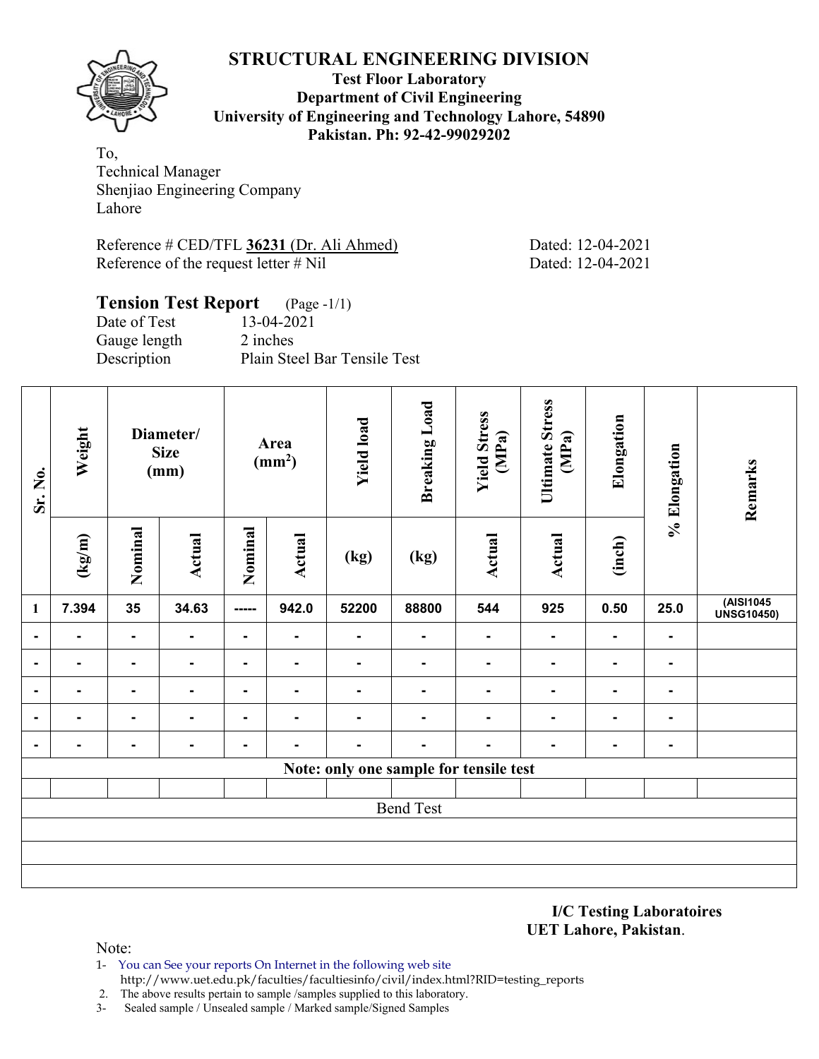# STRUCTURAL ENGINEERING DIVISION

**Test Floor Laboratory**
**Department of Civil Engineering**
**University of Engineering and Technology Lahore, 54890**
**Pakistan. Ph: 92-42-99029202**

To,
Technical Manager
Shenjiao Engineering Company
Lahore

Reference # CED/TFL **36231** (Dr. Ali Ahmed) Dated: 12-04-2021
Reference of the request letter # Nil Dated: 12-04-2021

## Tension Test Report (Page -1/1)

Date of Test 13-04-2021
Gauge length 2 inches
Description Plain Steel Bar Tensile Test

| Sr. No. | Weight | Diameter/ Size (mm) | | Area (mm²) | | Yield load | Breaking Load | Yield Stress (MPa) | Ultimate Stress (MPa) | Elongation | % Elongation | Remarks |
|---|---|---|---|---|---|---|---|---|---|---|---|---|
| | (kg/m) | Nominal | Actual | Nominal | Actual | (kg) | (kg) | Actual | Actual | (inch) | | |
| **1** | **7.394** | **35** | **34.63** | **-----** | **942.0** | **52200** | **88800** | **544** | **925** | **0.50** | **25.0** | **(AISI1045 UNSG10450)** |
| - | - | - | - | - | - | - | - | - | - | - | - | |
| - | - | - | - | - | - | - | - | - | - | - | - | |
| - | - | - | - | - | - | - | - | - | - | - | - | |
| - | - | - | - | - | - | - | - | - | - | - | - | |
| - | - | - | - | - | - | - | - | - | - | - | - | |
| **Note: only one sample for tensile test** | | | | | | | | | | | | |
| | | | | | | | | | | | | |
| Bend Test | | | | | | | | | | | | |

**I/C Testing Laboratoires**
**UET Lahore, Pakistan.**

Note:
1- You can See your reports On Internet in the following web site
 http://www.uet.edu.pk/faculties/facultiesinfo/civil/index.html?RID=testing_reports
2. The above results pertain to sample /samples supplied to this laboratory.
3- Sealed sample / Unsealed sample / Marked sample/Signed Samples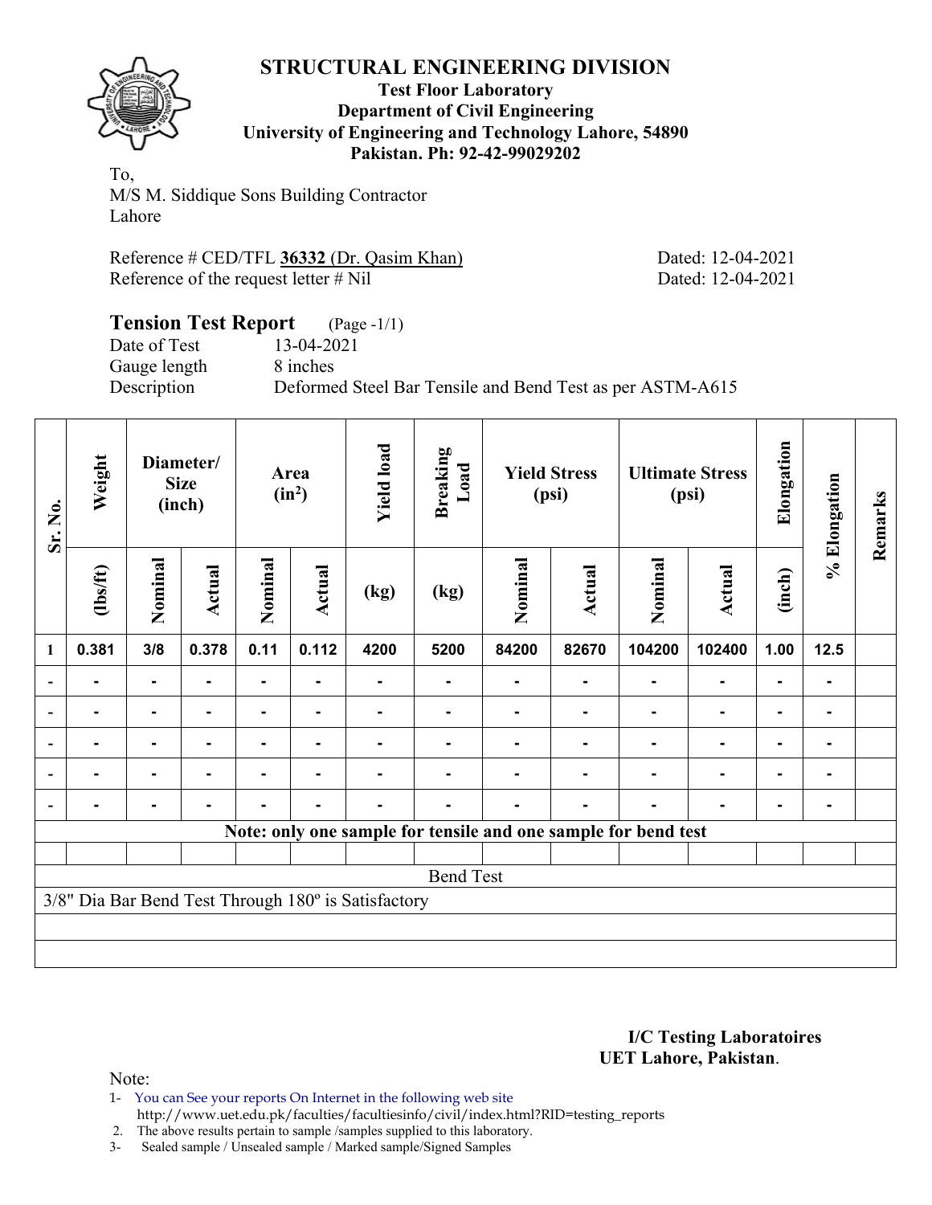# STRUCTURAL ENGINEERING DIVISION

**Test Floor Laboratory**
**Department of Civil Engineering**
**University of Engineering and Technology Lahore, 54890**
**Pakistan. Ph: 92-42-99029202**

To,
M/S M. Siddique Sons Building Contractor
Lahore

Reference # CED/TFL **36332** (Dr. Qasim Khan) Dated: 12-04-2021
Reference of the request letter # Nil Dated: 12-04-2021

## Tension Test Report (Page -1/1)

Date of Test 13-04-2021
Gauge length 8 inches
Description Deformed Steel Bar Tensile and Bend Test as per ASTM-A615

| Sr. No. | Weight | Diameter/ Size (inch) | | Area ($in^2$) | | Yield load | Breaking Load | Yield Stress (psi) | | Ultimate Stress (psi) | | Elongation | % Elongation | Remarks |
|---|---|---|---|---|---|---|---|---|---|---|---|---|---|---|
| | (lbs/ft) | Nominal | Actual | Nominal | Actual | (kg) | (kg) | Nominal | Actual | Nominal | Actual | (inch) | | |
| 1 | 0.381 | 3/8 | 0.378 | 0.11 | 0.112 | 4200 | 5200 | 84200 | 82670 | 104200 | 102400 | 1.00 | 12.5 | |
| - | - | - | - | - | - | - | - | - | - | - | - | - | - | |
| - | - | - | - | - | - | - | - | - | - | - | - | - | - | |
| - | - | - | - | - | - | - | - | - | - | - | - | - | - | |
| - | - | - | - | - | - | - | - | - | - | - | - | - | - | |
| - | - | - | - | - | - | - | - | - | - | - | - | - | - | |
| **Note: only one sample for tensile and one sample for bend test** | | | | | | | | | | | | | | |
| | | | | | | | | | | | | | | |
| Bend Test | | | | | | | | | | | | | | |
| 3/8" Dia Bar Bend Test Through 180º is Satisfactory | | | | | | | | | | | | | | |

**I/C Testing Laboratoires**
**UET Lahore, Pakistan**.

Note:
1- You can See your reports On Internet in the following web site
http://www.uet.edu.pk/faculties/facultiesinfo/civil/index.html?RID=testing_reports
2. The above results pertain to sample /samples supplied to this laboratory.
3- Sealed sample / Unsealed sample / Marked sample/Signed Samples